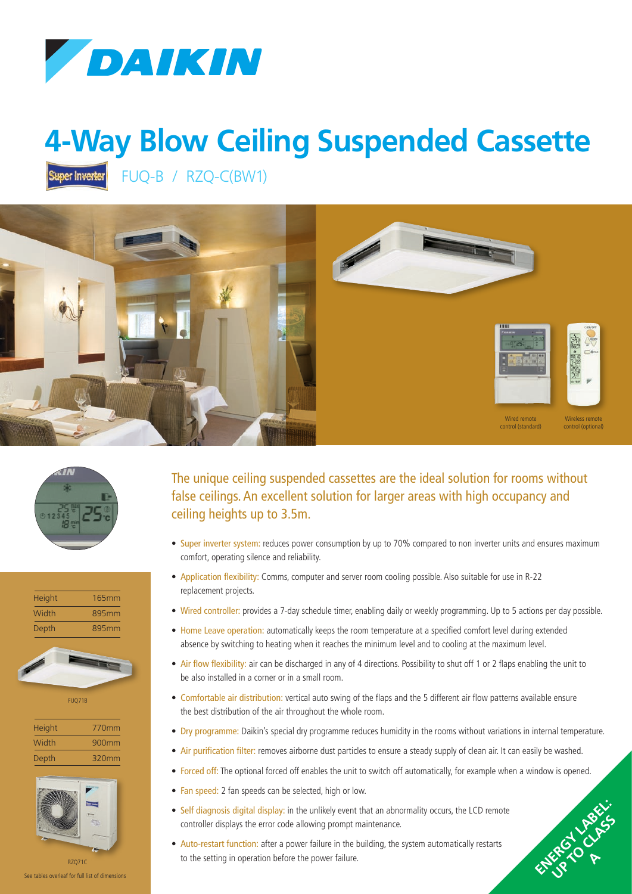# 4-Way Blow Ceiling Suspended Cassette

Super Inverter FUQ-B / RZQ-C(BW1)

Wired remote control (standard)

Wireless remote control (optional)

| Height | 165mm |
| --- | --- |
| Width | 895mm |
| Depth | 895mm |

FUQ71B

| Height | 770mm |
| --- | --- |
| Width | 900mm |
| Depth | 320mm |

RZQ71C

See tables overleaf for full list of dimensions

## The unique ceiling suspended cassettes are the ideal solution for rooms without false ceilings. An excellent solution for larger areas with high occupancy and ceiling heights up to 3.5m.

- Super inverter system: reduces power consumption by up to 70% compared to non inverter units and ensures maximum comfort, operating silence and reliability.
- Application flexibility: Comms, computer and server room cooling possible. Also suitable for use in R-22 replacement projects.
- Wired controller: provides a 7-day schedule timer, enabling daily or weekly programming. Up to 5 actions per day possible.
- Home Leave operation: automatically keeps the room temperature at a specified comfort level during extended absence by switching to heating when it reaches the minimum level and to cooling at the maximum level.
- Air flow flexibility: air can be discharged in any of 4 directions. Possibility to shut off 1 or 2 flaps enabling the unit to be also installed in a corner or in a small room.
- Comfortable air distribution: vertical auto swing of the flaps and the 5 different air flow patterns available ensure the best distribution of the air throughout the whole room.
- Dry programme: Daikin's special dry programme reduces humidity in the rooms without variations in internal temperature.
- Air purification filter: removes airborne dust particles to ensure a steady supply of clean air. It can easily be washed.
- Forced off: The optional forced off enables the unit to switch off automatically, for example when a window is opened.
- Fan speed: 2 fan speeds can be selected, high or low.
- Self diagnosis digital display: in the unlikely event that an abnormality occurs, the LCD remote controller displays the error code allowing prompt maintenance.
- Auto-restart function: after a power failure in the building, the system automatically restarts to the setting in operation before the power failure.

ENERGY LABEL: UP TO CLASS A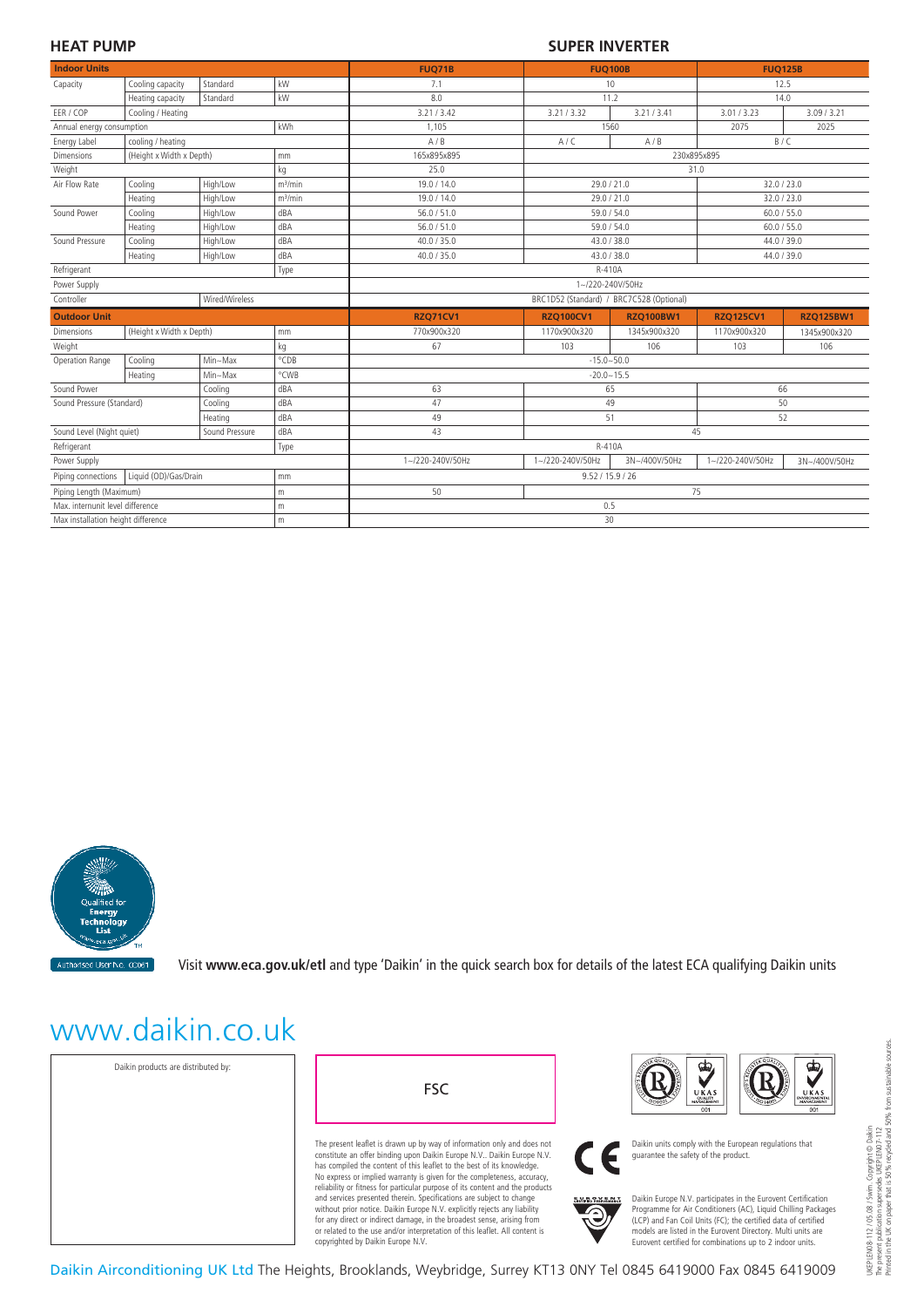## HEAT PUMP

## SUPER INVERTER

| Indoor Units | | | | FUQ71B | FUQ100B | | FUQ125B | |
|---|---|---|---|---|---|---|---|---|
| Capacity | Cooling capacity | Standard | kW | 7.1 | 10 | | 12.5 | |
| | Heating capacity | Standard | kW | 8.0 | 11.2 | | 14.0 | |
| EER / COP | Cooling / Heating | | | 3.21 / 3.42 | 3.21 / 3.32 | 3.21 / 3.41 | 3.01 / 3.23 | 3.09 / 3.21 |
| Annual energy consumption | | | kWh | 1,105 | 1560 | | 2075 | 2025 |
| Energy Label | cooling / heating | | | A / B | A / C | A / B | B / C | |
| Dimensions | (Height x Width x Depth) | | mm | 165x895x895 | 230x895x895 | | | |
| Weight | | | kg | 25.0 | 31.0 | | | |
| Air Flow Rate | Cooling | High/Low | m³/min | 19.0 / 14.0 | 29.0 / 21.0 | | 32.0 / 23.0 | |
| | Heating | High/Low | m³/min | 19.0 / 14.0 | 29.0 / 21.0 | | 32.0 / 23.0 | |
| Sound Power | Cooling | High/Low | dBA | 56.0 / 51.0 | 59.0 / 54.0 | | 60.0 / 55.0 | |
| | Heating | High/Low | dBA | 56.0 / 51.0 | 59.0 / 54.0 | | 60.0 / 55.0 | |
| Sound Pressure | Cooling | High/Low | dBA | 40.0 / 35.0 | 43.0 / 38.0 | | 44.0 / 39.0 | |
| | Heating | High/Low | dBA | 40.0 / 35.0 | 43.0 / 38.0 | | 44.0 / 39.0 | |
| Refrigerant | | | Type | R-410A | | | | |
| Power Supply | | | | 1~/220-240V/50Hz | | | | |
| Controller | | Wired/Wireless | | BRC1D52 (Standard) / BRC7C528 (Optional) | | | | |
| **Outdoor Unit** | | | | **RZQ71CV1** | **RZQ100CV1** | **RZQ100BW1** | **RZQ125CV1** | **RZQ125BW1** |
| Dimensions | (Height x Width x Depth) | | mm | 770x900x320 | 1170x900x320 | 1345x900x320 | 1170x900x320 | 1345x900x320 |
| Weight | | | kg | 67 | 103 | 106 | 103 | 106 |
| Operation Range | Cooling | Min~Max | °CDB | -15.0~50.0 | | | | |
| | Heating | Min~Max | °CWB | -20.0~15.5 | | | | |
| Sound Power | | Cooling | dBA | 63 | 65 | | 66 | |
| Sound Pressure (Standard) | | Cooling | dBA | 47 | 49 | | 50 | |
| | | Heating | dBA | 49 | 51 | | 52 | |
| Sound Level (Night quiet) | | Sound Pressure | dBA | 43 | 45 | | | |
| Refrigerant | | | Type | R-410A | | | | |
| Power Supply | | | | 1~/220-240V/50Hz | 1~/220-240V/50Hz | 3N~/400V/50Hz | 1~/220-240V/50Hz | 3N~/400V/50Hz |
| Piping connections | Liquid (OD)/Gas/Drain | | mm | 9.52 / 15.9 / 26 | | | | |
| Piping Length (Maximum) | | | m | 50 | 75 | | | |
| Max. internunit level difference | | | m | 0.5 | | | | |
| Max installation height difference | | | m | 30 | | | | |

Qualified for Energy Technology List www.eca.gov.uk

Authorised User No. CC061

Visit **www.eca.gov.uk/etl** and type 'Daikin' in the quick search box for details of the latest ECA qualifying Daikin units

# www.daikin.co.uk

Daikin products are distributed by:

FSC

The present leaflet is drawn up by way of information only and does not constitute an offer binding upon Daikin Europe N.V.. Daikin Europe N.V. has compiled the content of this leaflet to the best of its knowledge. No express or implied warranty is given for the completeness, accuracy, reliability or fitness for particular purpose of its content and the products and services presented therein. Specifications are subject to change without prior notice. Daikin Europe N.V. explicitly rejects any liability for any direct or indirect damage, in the broadest sense, arising from or related to the use and/or interpretation of this leaflet. All content is copyrighted by Daikin Europe N.V.

Daikin units comply with the European regulations that guarantee the safety of the product.

Daikin Europe N.V. participates in the Eurovent Certification Programme for Air Conditioners (AC), Liquid Chilling Packages (LCP) and Fan Coil Units (FC); the certified data of certified models are listed in the Eurovent Directory. Multi units are Eurovent certified for combinations up to 2 indoor units.

UKEPLEN08-112 / 05.08 / Swim. Copyright © Daikin
The present publication supersedes UKEPLEN07-112
Printed in the UK on paper that is 50% recycled and 50% from sustainable sources.

Daikin Airconditioning UK Ltd The Heights, Brooklands, Weybridge, Surrey KT13 0NY Tel 0845 6419000 Fax 0845 6419009